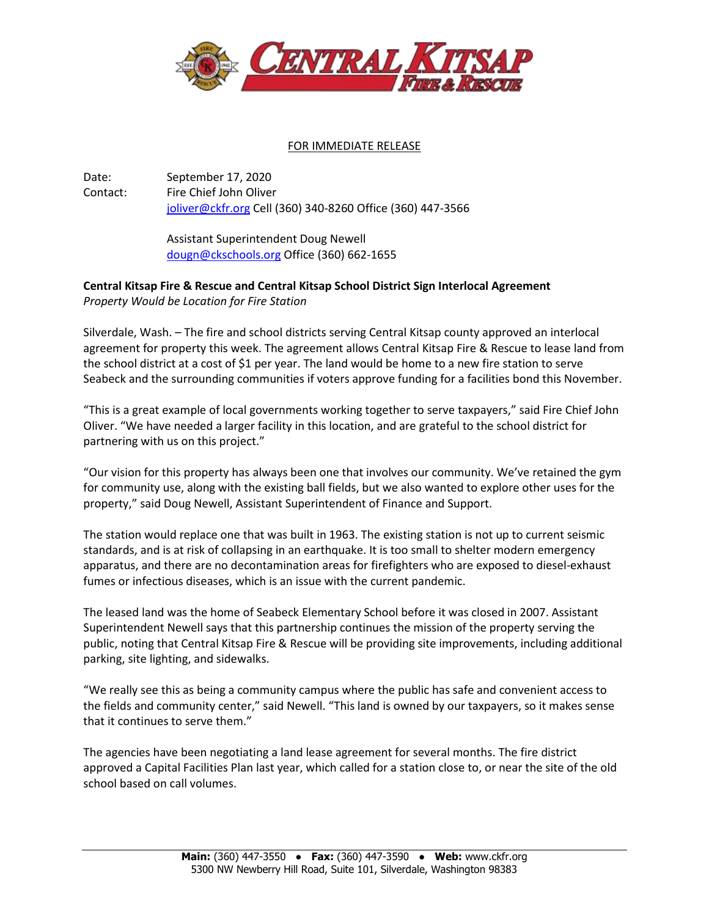CENTRAL KITSAP FIRE & RESCUE

FOR IMMEDIATE RELEASE

Date: September 17, 2020

Contact: Fire Chief John Oliver
joliver@ckfr.org Cell (360) 340-8260 Office (360) 447-3566

Assistant Superintendent Doug Newell
dougn@ckschools.org Office (360) 662-1655

**Central Kitsap Fire & Rescue and Central Kitsap School District Sign Interlocal Agreement**
*Property Would be Location for Fire Station*

Silverdale, Wash. – The fire and school districts serving Central Kitsap county approved an interlocal agreement for property this week. The agreement allows Central Kitsap Fire & Rescue to lease land from the school district at a cost of $1 per year. The land would be home to a new fire station to serve Seabeck and the surrounding communities if voters approve funding for a facilities bond this November.

"This is a great example of local governments working together to serve taxpayers," said Fire Chief John Oliver. "We have needed a larger facility in this location, and are grateful to the school district for partnering with us on this project."

"Our vision for this property has always been one that involves our community. We've retained the gym for community use, along with the existing ball fields, but we also wanted to explore other uses for the property," said Doug Newell, Assistant Superintendent of Finance and Support.

The station would replace one that was built in 1963. The existing station is not up to current seismic standards, and is at risk of collapsing in an earthquake. It is too small to shelter modern emergency apparatus, and there are no decontamination areas for firefighters who are exposed to diesel-exhaust fumes or infectious diseases, which is an issue with the current pandemic.

The leased land was the home of Seabeck Elementary School before it was closed in 2007. Assistant Superintendent Newell says that this partnership continues the mission of the property serving the public, noting that Central Kitsap Fire & Rescue will be providing site improvements, including additional parking, site lighting, and sidewalks.

"We really see this as being a community campus where the public has safe and convenient access to the fields and community center," said Newell. "This land is owned by our taxpayers, so it makes sense that it continues to serve them."

The agencies have been negotiating a land lease agreement for several months. The fire district approved a Capital Facilities Plan last year, which called for a station close to, or near the site of the old school based on call volumes.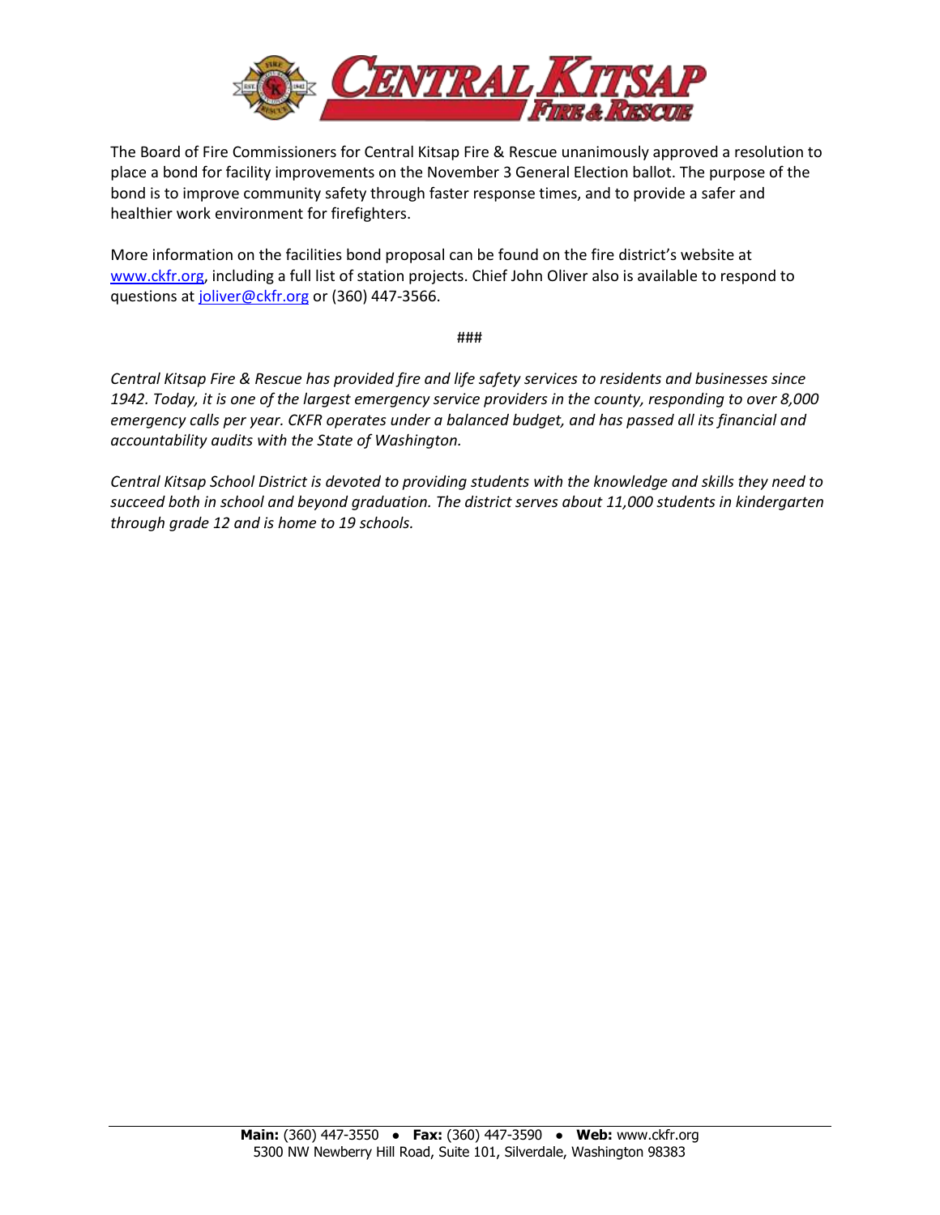The Board of Fire Commissioners for Central Kitsap Fire & Rescue unanimously approved a resolution to place a bond for facility improvements on the November 3 General Election ballot. The purpose of the bond is to improve community safety through faster response times, and to provide a safer and healthier work environment for firefighters.

More information on the facilities bond proposal can be found on the fire district's website at www.ckfr.org, including a full list of station projects. Chief John Oliver also is available to respond to questions at joliver@ckfr.org or (360) 447-3566.

###

*Central Kitsap Fire & Rescue has provided fire and life safety services to residents and businesses since 1942. Today, it is one of the largest emergency service providers in the county, responding to over 8,000 emergency calls per year. CKFR operates under a balanced budget, and has passed all its financial and accountability audits with the State of Washington.*

*Central Kitsap School District is devoted to providing students with the knowledge and skills they need to succeed both in school and beyond graduation. The district serves about 11,000 students in kindergarten through grade 12 and is home to 19 schools.*